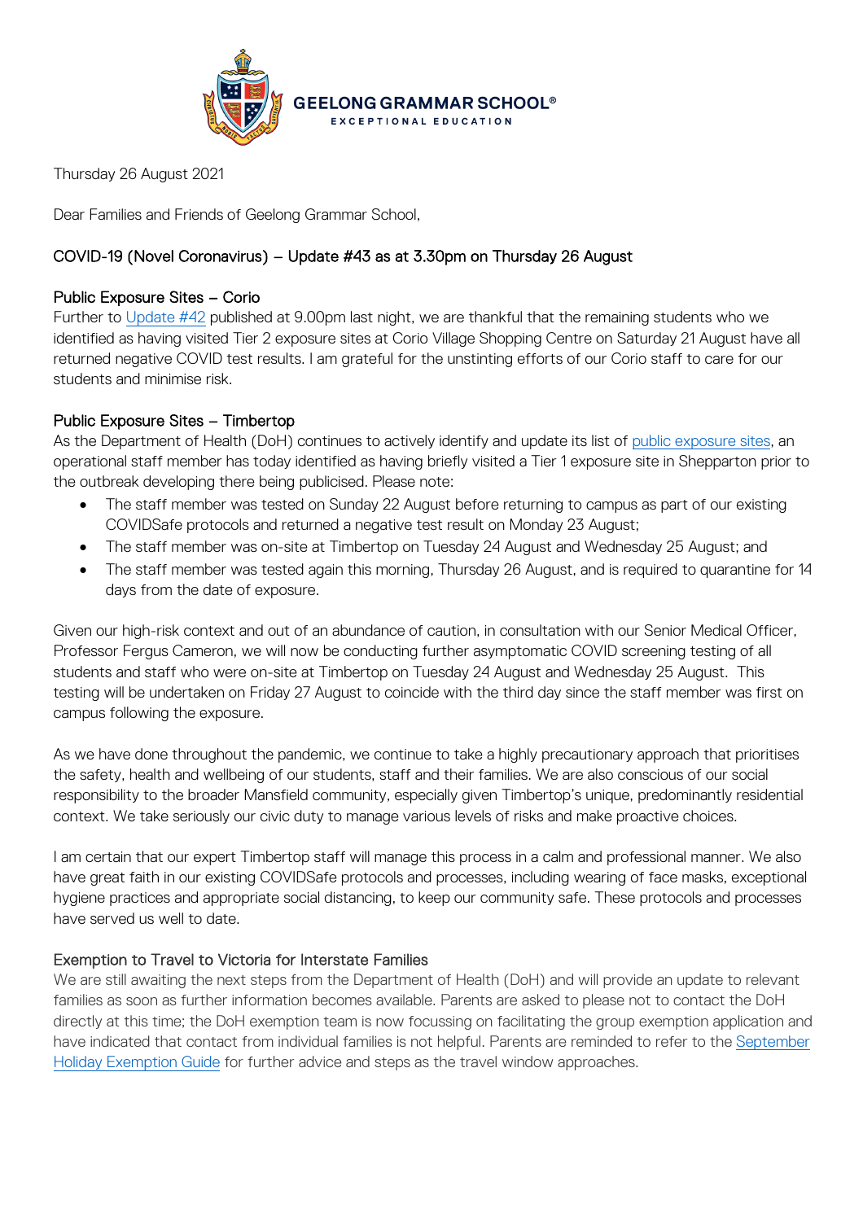**GEELONG GRAMMAR SCHOOL®**
EXCEPTIONAL EDUCATION

Thursday 26 August 2021

Dear Families and Friends of Geelong Grammar School,

## COVID-19 (Novel Coronavirus) – Update #43 as at 3.30pm on Thursday 26 August

### Public Exposure Sites – Corio

Further to Update #42 published at 9.00pm last night, we are thankful that the remaining students who we identified as having visited Tier 2 exposure sites at Corio Village Shopping Centre on Saturday 21 August have all returned negative COVID test results. I am grateful for the unstinting efforts of our Corio staff to care for our students and minimise risk.

### Public Exposure Sites – Timbertop

As the Department of Health (DoH) continues to actively identify and update its list of public exposure sites, an operational staff member has today identified as having briefly visited a Tier 1 exposure site in Shepparton prior to the outbreak developing there being publicised. Please note:

- The staff member was tested on Sunday 22 August before returning to campus as part of our existing COVIDSafe protocols and returned a negative test result on Monday 23 August;
- The staff member was on-site at Timbertop on Tuesday 24 August and Wednesday 25 August; and
- The staff member was tested again this morning, Thursday 26 August, and is required to quarantine for 14 days from the date of exposure.

Given our high-risk context and out of an abundance of caution, in consultation with our Senior Medical Officer, Professor Fergus Cameron, we will now be conducting further asymptomatic COVID screening testing of all students and staff who were on-site at Timbertop on Tuesday 24 August and Wednesday 25 August. This testing will be undertaken on Friday 27 August to coincide with the third day since the staff member was first on campus following the exposure.

As we have done throughout the pandemic, we continue to take a highly precautionary approach that prioritises the safety, health and wellbeing of our students, staff and their families. We are also conscious of our social responsibility to the broader Mansfield community, especially given Timbertop's unique, predominantly residential context. We take seriously our civic duty to manage various levels of risks and make proactive choices.

I am certain that our expert Timbertop staff will manage this process in a calm and professional manner. We also have great faith in our existing COVIDSafe protocols and processes, including wearing of face masks, exceptional hygiene practices and appropriate social distancing, to keep our community safe. These protocols and processes have served us well to date.

### Exemption to Travel to Victoria for Interstate Families

We are still awaiting the next steps from the Department of Health (DoH) and will provide an update to relevant families as soon as further information becomes available. Parents are asked to please not to contact the DoH directly at this time; the DoH exemption team is now focussing on facilitating the group exemption application and have indicated that contact from individual families is not helpful. Parents are reminded to refer to the September Holiday Exemption Guide for further advice and steps as the travel window approaches.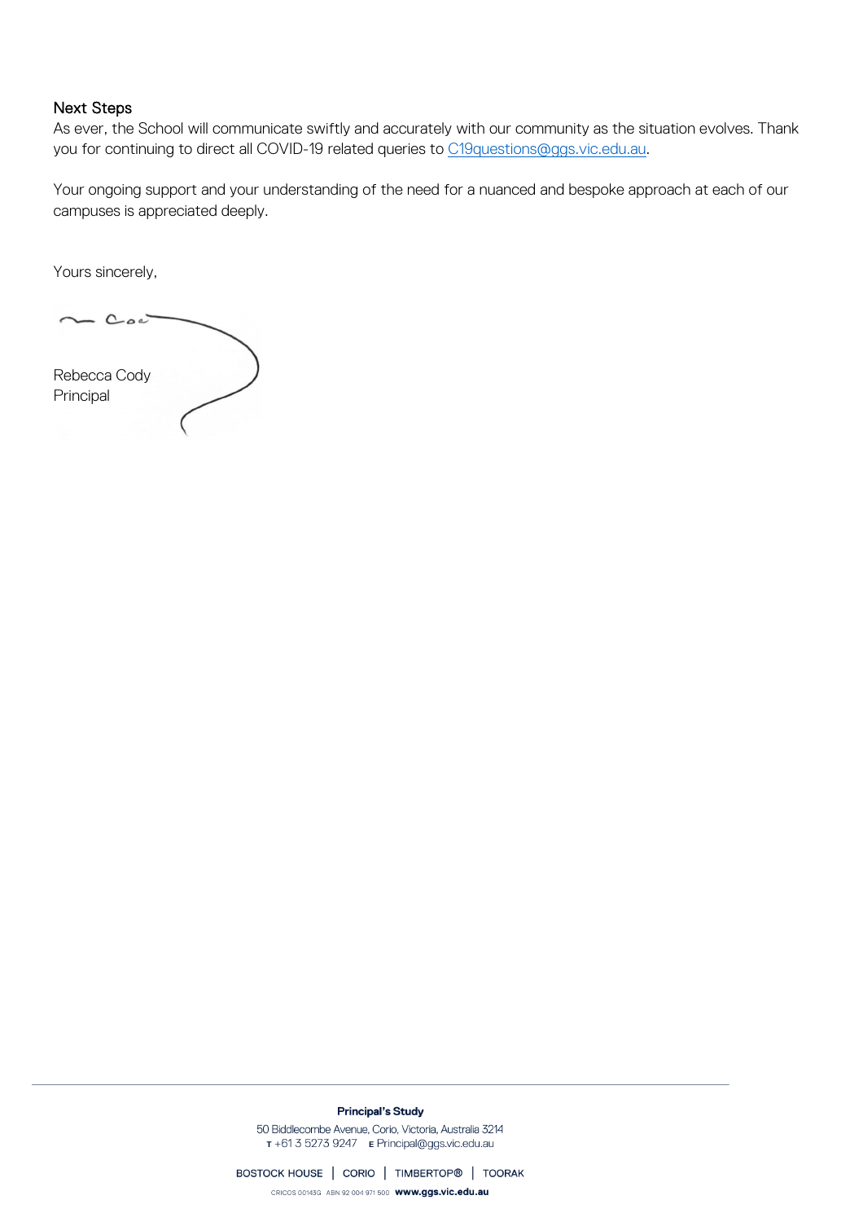### Next Steps

As ever, the School will communicate swiftly and accurately with our community as the situation evolves. Thank you for continuing to direct all COVID-19 related queries to C19questions@ggs.vic.edu.au.

Your ongoing support and your understanding of the need for a nuanced and bespoke approach at each of our campuses is appreciated deeply.

Yours sincerely,

Rebecca Cody
Principal

**Principal's Study**
50 Biddlecombe Avenue, Corio, Victoria, Australia 3214
T +61 3 5273 9247 E Principal@ggs.vic.edu.au

BOSTOCK HOUSE | CORIO | TIMBERTOP® | TOORAK

CRICOS 00143G ABN 92 004 971 500 **www.ggs.vic.edu.au**